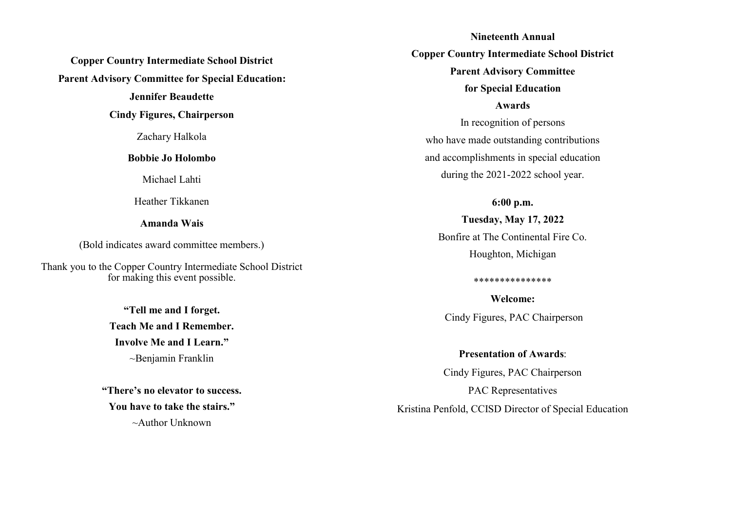**Copper Country Intermediate School District**

**Parent Advisory Committee for Special Education:**

**Jennifer Beaudette**

**Cindy Figures, Chairperson**

Zachary Halkola

**Bobbie Jo Holombo**

Michael Lahti

Heather Tikkanen

**Amanda Wais**

(Bold indicates award committee members.)

Thank you to the Copper Country Intermediate School District for making this event possible.

**"Tell me and I forget.**
**Teach Me and I Remember.**
**Involve Me and I Learn."**
~Benjamin Franklin

**"There's no elevator to success.**
**You have to take the stairs."**
~Author Unknown

**Nineteenth Annual**

**Copper Country Intermediate School District**

**Parent Advisory Committee**

**for Special Education**

**Awards**

In recognition of persons
who have made outstanding contributions
and accomplishments in special education
during the 2021-2022 school year.

**6:00 p.m.**

**Tuesday, May 17, 2022**

Bonfire at The Continental Fire Co.
Houghton, Michigan

***************

**Welcome:**

Cindy Figures, PAC Chairperson

**Presentation of Awards**:

Cindy Figures, PAC Chairperson
PAC Representatives
Kristina Penfold, CCISD Director of Special Education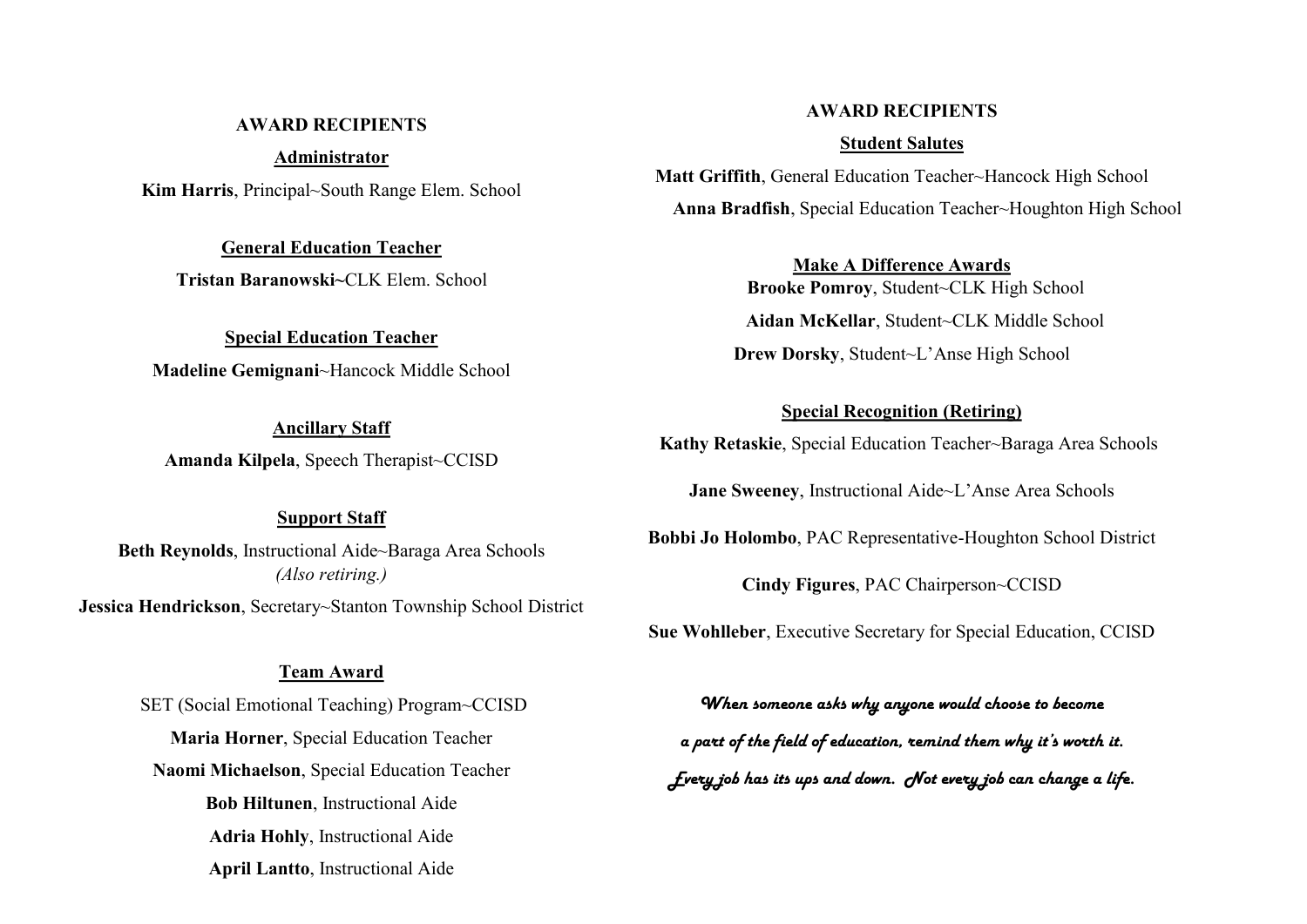## AWARD RECIPIENTS

### Administrator

**Kim Harris**, Principal~South Range Elem. School

### General Education Teacher

**Tristan Baranowski~**CLK Elem. School

### Special Education Teacher

**Madeline Gemignani**~Hancock Middle School

### Ancillary Staff

**Amanda Kilpela**, Speech Therapist~CCISD

### Support Staff

**Beth Reynolds**, Instructional Aide~Baraga Area Schools
*(Also retiring.)*

**Jessica Hendrickson**, Secretary~Stanton Township School District

### Team Award

SET (Social Emotional Teaching) Program~CCISD

**Maria Horner**, Special Education Teacher

**Naomi Michaelson**, Special Education Teacher

**Bob Hiltunen**, Instructional Aide

**Adria Hohly**, Instructional Aide

**April Lantto**, Instructional Aide

## AWARD RECIPIENTS

### Student Salutes

**Matt Griffith**, General Education Teacher~Hancock High School

**Anna Bradfish**, Special Education Teacher~Houghton High School

### Make A Difference Awards

**Brooke Pomroy**, Student~CLK High School

**Aidan McKellar**, Student~CLK Middle School

**Drew Dorsky**, Student~L'Anse High School

### Special Recognition (Retiring)

**Kathy Retaskie**, Special Education Teacher~Baraga Area Schools

**Jane Sweeney**, Instructional Aide~L'Anse Area Schools

**Bobbi Jo Holombo**, PAC Representative-Houghton School District

**Cindy Figures**, PAC Chairperson~CCISD

**Sue Wohlleber**, Executive Secretary for Special Education, CCISD

*When someone asks why anyone would choose to become a part of the field of education, remind them why it's worth it. Every job has its ups and down. Not every job can change a life.*